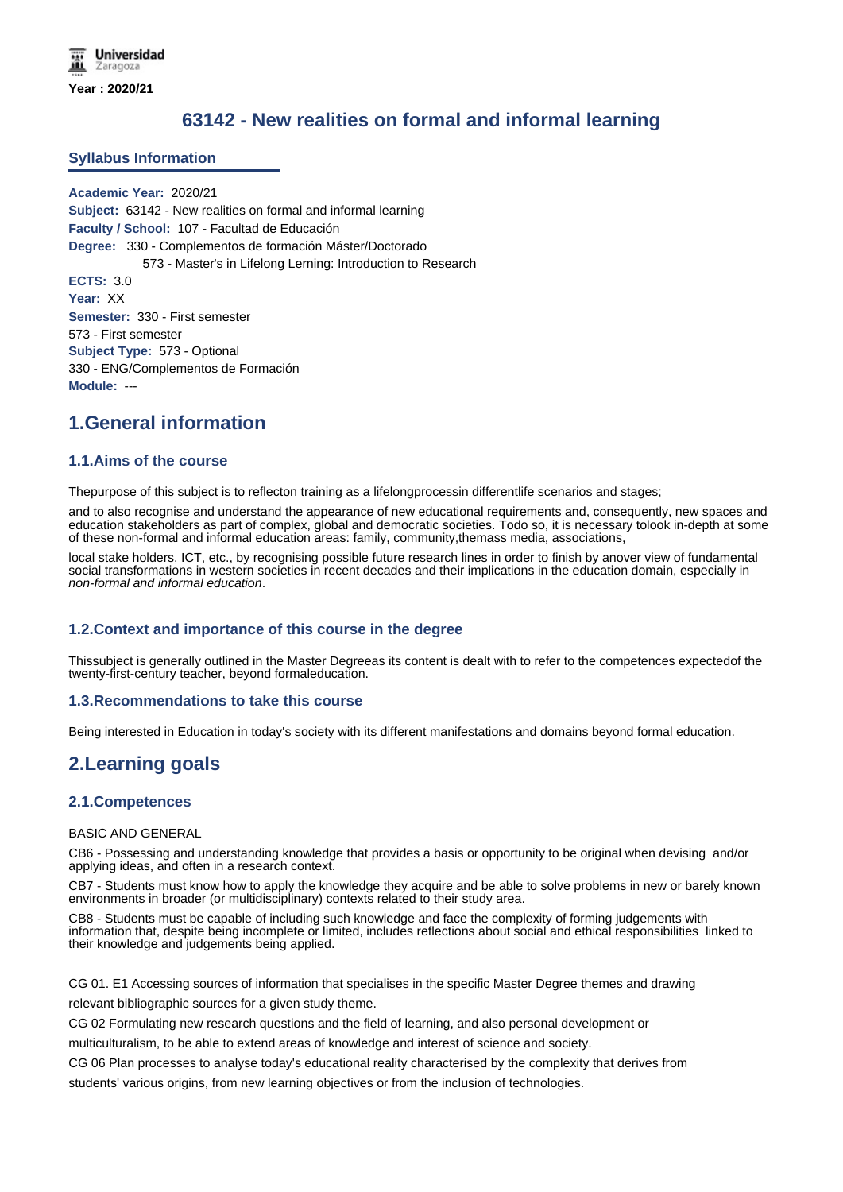Year : 2020/21

# 63142 - New realities on formal and informal learning

## Syllabus Information

**Academic Year:** 2020/21
**Subject:** 63142 - New realities on formal and informal learning
**Faculty / School:** 107 - Facultad de Educación
**Degree:** 330 - Complementos de formación Máster/Doctorado
573 - Master's in Lifelong Lerning: Introduction to Research
**ECTS:** 3.0
**Year:** XX
**Semester:** 330 - First semester
573 - First semester
**Subject Type:** 573 - Optional
330 - ENG/Complementos de Formación
**Module:** ---

# 1.General information

## 1.1.Aims of the course

Thepurpose of this subject is to reflecton training as a lifelongprocessin differentlife scenarios and stages;

and to also recognise and understand the appearance of new educational requirements and, consequently, new spaces and education stakeholders as part of complex, global and democratic societies. Todo so, it is necessary tolook in-depth at some of these non-formal and informal education areas: family, community,themass media, associations,

local stake holders, ICT, etc., by recognising possible future research lines in order to finish by anover view of fundamental social transformations in western societies in recent decades and their implications in the education domain, especially in *non-formal and informal education*.

## 1.2.Context and importance of this course in the degree

Thissubject is generally outlined in the Master Degreeas its content is dealt with to refer to the competences expectedof the twenty-first-century teacher, beyond formaleducation.

## 1.3.Recommendations to take this course

Being interested in Education in today's society with its different manifestations and domains beyond formal education.

# 2.Learning goals

## 2.1.Competences

BASIC AND GENERAL

CB6 - Possessing and understanding knowledge that provides a basis or opportunity to be original when devising and/or applying ideas, and often in a research context.

CB7 - Students must know how to apply the knowledge they acquire and be able to solve problems in new or barely known environments in broader (or multidisciplinary) contexts related to their study area.

CB8 - Students must be capable of including such knowledge and face the complexity of forming judgements with information that, despite being incomplete or limited, includes reflections about social and ethical responsibilities linked to their knowledge and judgements being applied.

CG 01. E1 Accessing sources of information that specialises in the specific Master Degree themes and drawing relevant bibliographic sources for a given study theme.

CG 02 Formulating new research questions and the field of learning, and also personal development or multiculturalism, to be able to extend areas of knowledge and interest of science and society.

CG 06 Plan processes to analyse today's educational reality characterised by the complexity that derives from students' various origins, from new learning objectives or from the inclusion of technologies.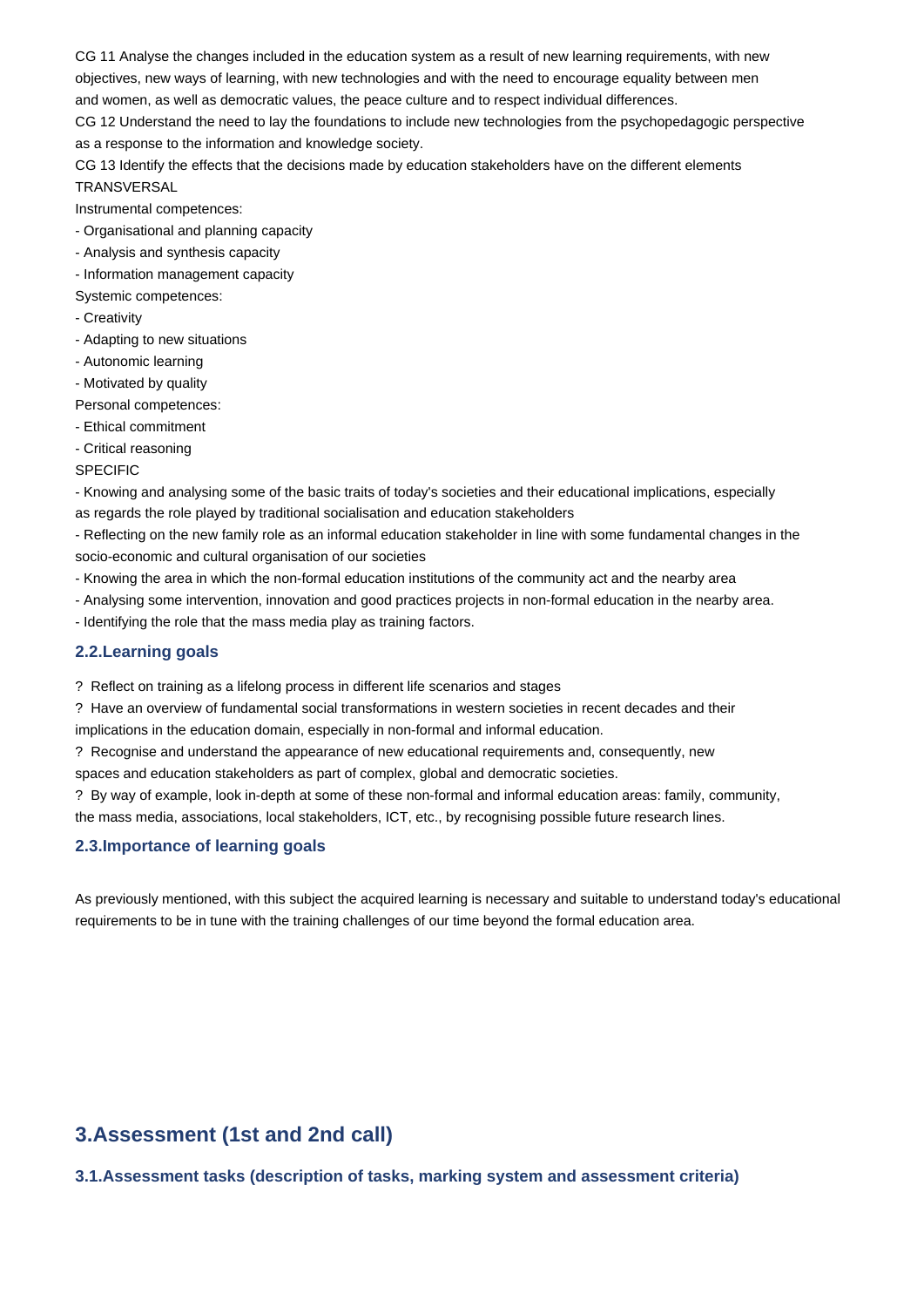CG 11 Analyse the changes included in the education system as a result of new learning requirements, with new objectives, new ways of learning, with new technologies and with the need to encourage equality between men and women, as well as democratic values, the peace culture and to respect individual differences.

CG 12 Understand the need to lay the foundations to include new technologies from the psychopedagogic perspective as a response to the information and knowledge society.

CG 13 Identify the effects that the decisions made by education stakeholders have on the different elements

TRANSVERSAL

Instrumental competences:

- Organisational and planning capacity
- Analysis and synthesis capacity
- Information management capacity

Systemic competences:

- Creativity
- Adapting to new situations
- Autonomic learning
- Motivated by quality

Personal competences:

- Ethical commitment
- Critical reasoning

SPECIFIC

- Knowing and analysing some of the basic traits of today's societies and their educational implications, especially as regards the role played by traditional socialisation and education stakeholders
- Reflecting on the new family role as an informal education stakeholder in line with some fundamental changes in the socio-economic and cultural organisation of our societies
- Knowing the area in which the non-formal education institutions of the community act and the nearby area
- Analysing some intervention, innovation and good practices projects in non-formal education in the nearby area.
- Identifying the role that the mass media play as training factors.

### 2.2.Learning goals

? Reflect on training as a lifelong process in different life scenarios and stages

? Have an overview of fundamental social transformations in western societies in recent decades and their implications in the education domain, especially in non-formal and informal education.

? Recognise and understand the appearance of new educational requirements and, consequently, new spaces and education stakeholders as part of complex, global and democratic societies.

? By way of example, look in-depth at some of these non-formal and informal education areas: family, community, the mass media, associations, local stakeholders, ICT, etc., by recognising possible future research lines.

### 2.3.Importance of learning goals

As previously mentioned, with this subject the acquired learning is necessary and suitable to understand today's educational requirements to be in tune with the training challenges of our time beyond the formal education area.

## 3.Assessment (1st and 2nd call)

### 3.1.Assessment tasks (description of tasks, marking system and assessment criteria)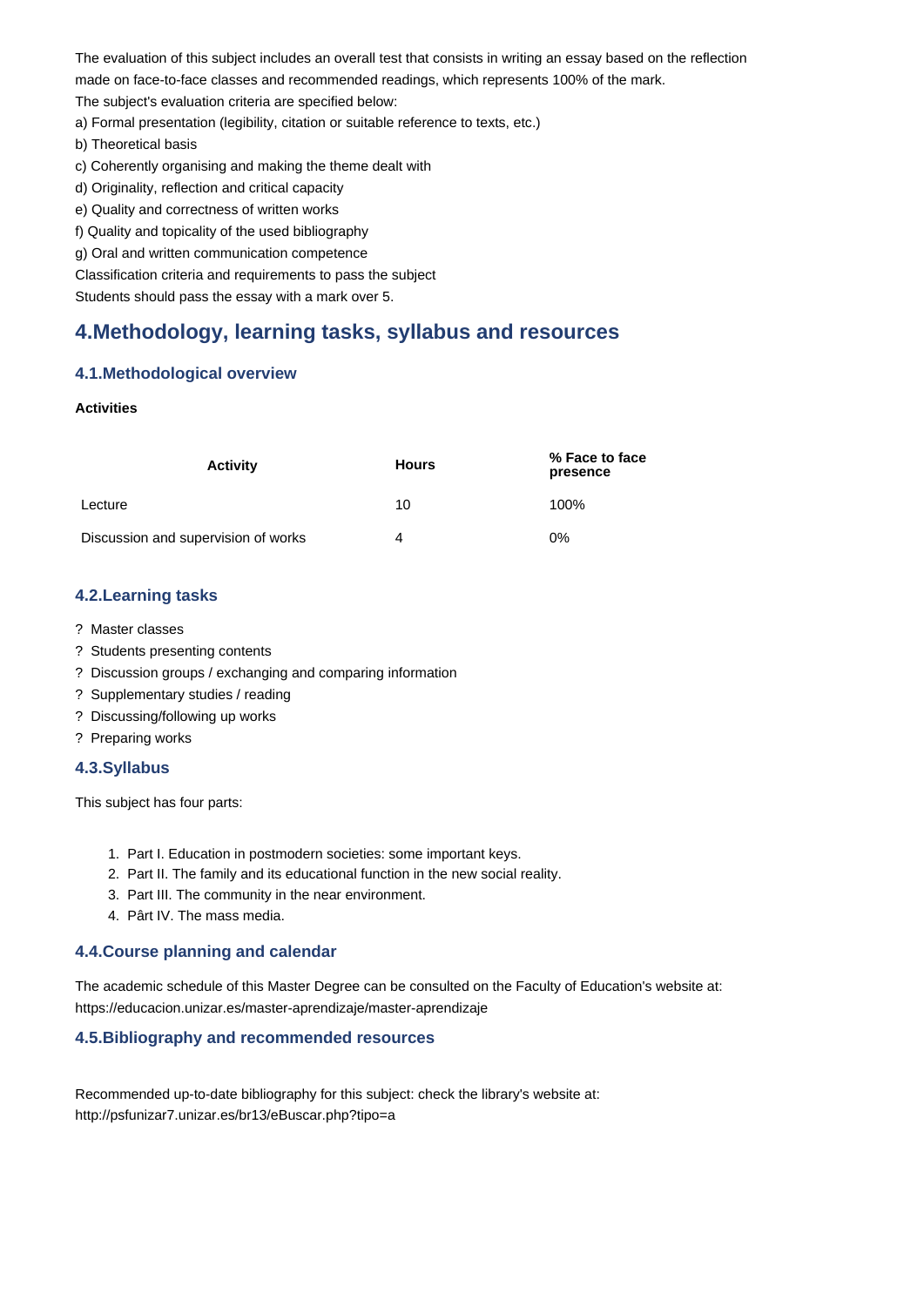The evaluation of this subject includes an overall test that consists in writing an essay based on the reflection made on face-to-face classes and recommended readings, which represents 100% of the mark.

The subject's evaluation criteria are specified below:

a) Formal presentation (legibility, citation or suitable reference to texts, etc.)

b) Theoretical basis

c) Coherently organising and making the theme dealt with

d) Originality, reflection and critical capacity

e) Quality and correctness of written works

f) Quality and topicality of the used bibliography

g) Oral and written communication competence

Classification criteria and requirements to pass the subject

Students should pass the essay with a mark over 5.

## 4.Methodology, learning tasks, syllabus and resources

### 4.1.Methodological overview

**Activities**

| Activity | Hours | % Face to face presence |
|---|---|---|
| Lecture | 10 | 100% |
| Discussion and supervision of works | 4 | 0% |

### 4.2.Learning tasks

? Master classes

? Students presenting contents

? Discussion groups / exchanging and comparing information

? Supplementary studies / reading

? Discussing/following up works

? Preparing works

### 4.3.Syllabus

This subject has four parts:

1. Part I. Education in postmodern societies: some important keys.
2. Part II. The family and its educational function in the new social reality.
3. Part III. The community in the near environment.
4. Pârt IV. The mass media.

### 4.4.Course planning and calendar

The academic schedule of this Master Degree can be consulted on the Faculty of Education's website at:
https://educacion.unizar.es/master-aprendizaje/master-aprendizaje

### 4.5.Bibliography and recommended resources

Recommended up-to-date bibliography for this subject: check the library's website at:
http://psfunizar7.unizar.es/br13/eBuscar.php?tipo=a